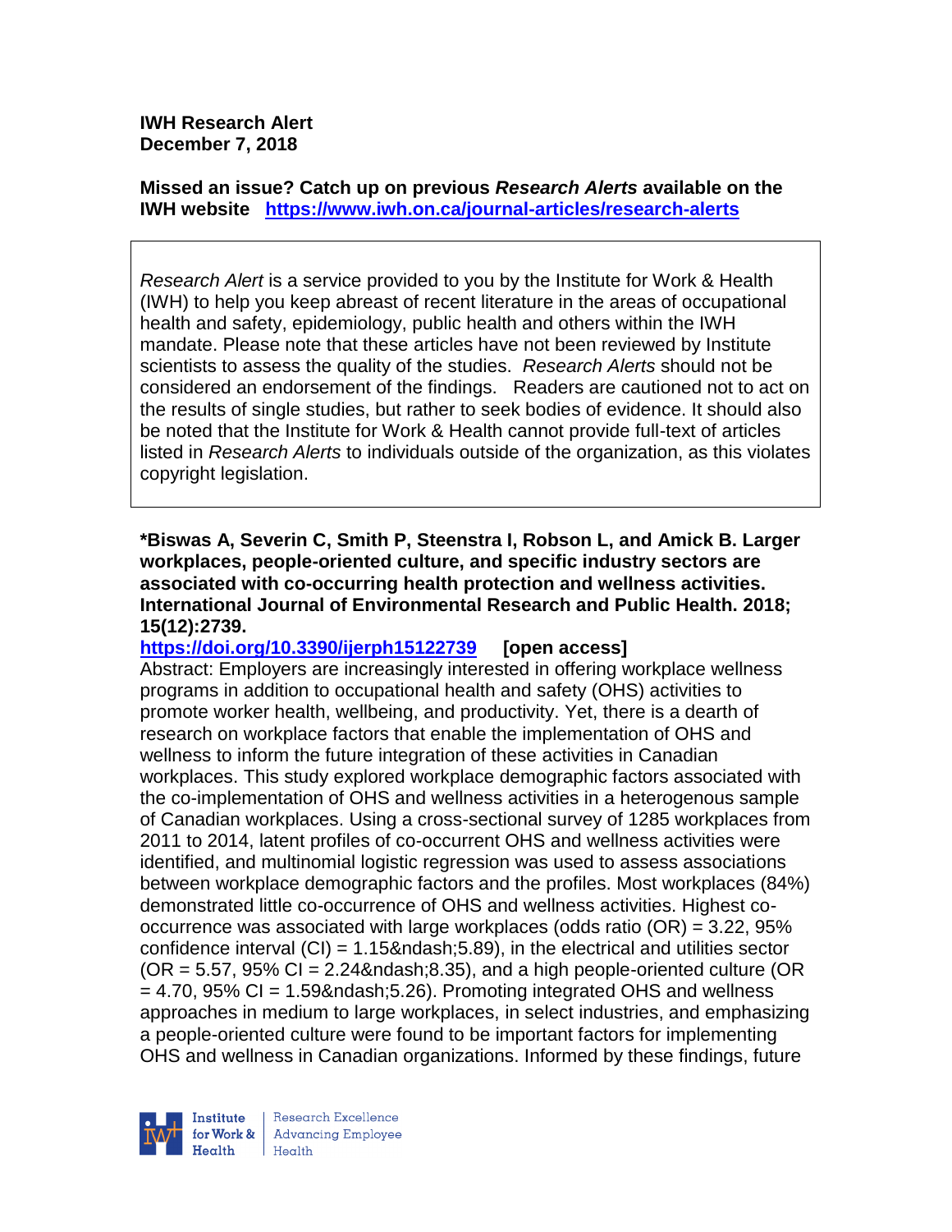**IWH Research Alert**
**December 7, 2018**

**Missed an issue? Catch up on previous *Research Alerts* available on the IWH website** **https://www.iwh.on.ca/journal-articles/research-alerts**

*Research Alert* is a service provided to you by the Institute for Work & Health (IWH) to help you keep abreast of recent literature in the areas of occupational health and safety, epidemiology, public health and others within the IWH mandate. Please note that these articles have not been reviewed by Institute scientists to assess the quality of the studies. *Research Alerts* should not be considered an endorsement of the findings. Readers are cautioned not to act on the results of single studies, but rather to seek bodies of evidence. It should also be noted that the Institute for Work & Health cannot provide full-text of articles listed in *Research Alerts* to individuals outside of the organization, as this violates copyright legislation.

**\*Biswas A, Severin C, Smith P, Steenstra I, Robson L, and Amick B. Larger workplaces, people-oriented culture, and specific industry sectors are associated with co-occurring health protection and wellness activities. International Journal of Environmental Research and Public Health. 2018; 15(12):2739.**

**https://doi.org/10.3390/ijerph15122739 [open access]**

Abstract: Employers are increasingly interested in offering workplace wellness programs in addition to occupational health and safety (OHS) activities to promote worker health, wellbeing, and productivity. Yet, there is a dearth of research on workplace factors that enable the implementation of OHS and wellness to inform the future integration of these activities in Canadian workplaces. This study explored workplace demographic factors associated with the co-implementation of OHS and wellness activities in a heterogenous sample of Canadian workplaces. Using a cross-sectional survey of 1285 workplaces from 2011 to 2014, latent profiles of co-occurrent OHS and wellness activities were identified, and multinomial logistic regression was used to assess associations between workplace demographic factors and the profiles. Most workplaces (84%) demonstrated little co-occurrence of OHS and wellness activities. Highest co-occurrence was associated with large workplaces (odds ratio (OR) = 3.22, 95% confidence interval (CI) = 1.15&ndash;5.89), in the electrical and utilities sector (OR = 5.57, 95% CI = 2.24&ndash;8.35), and a high people-oriented culture (OR = 4.70, 95% CI = 1.59&ndash;5.26). Promoting integrated OHS and wellness approaches in medium to large workplaces, in select industries, and emphasizing a people-oriented culture were found to be important factors for implementing OHS and wellness in Canadian organizations. Informed by these findings, future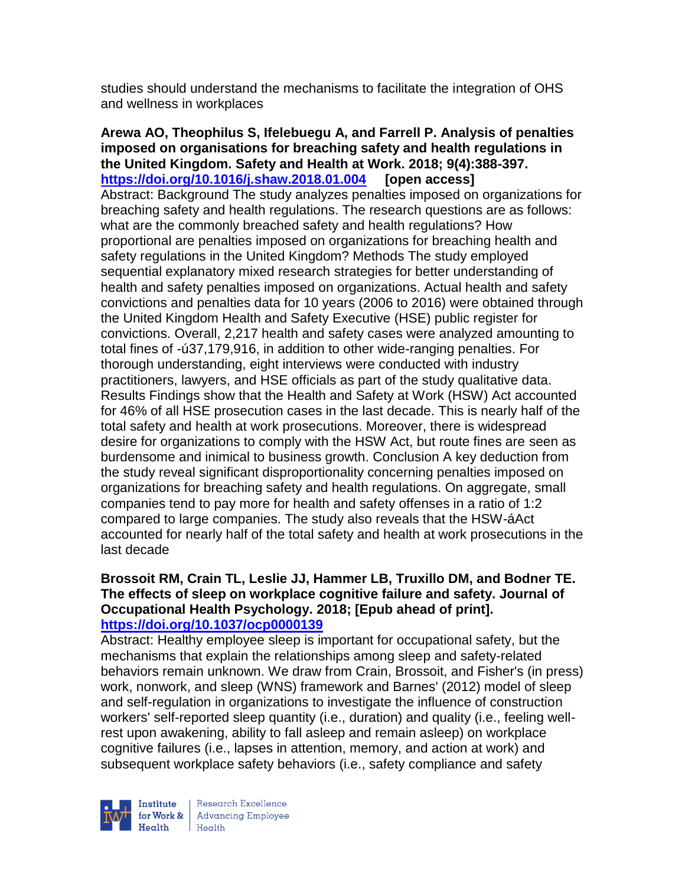studies should understand the mechanisms to facilitate the integration of OHS and wellness in workplaces

**Arewa AO, Theophilus S, Ifelebuegu A, and Farrell P. Analysis of penalties imposed on organisations for breaching safety and health regulations in the United Kingdom. Safety and Health at Work. 2018; 9(4):388-397. https://doi.org/10.1016/j.shaw.2018.01.004 [open access]**

Abstract: Background The study analyzes penalties imposed on organizations for breaching safety and health regulations. The research questions are as follows: what are the commonly breached safety and health regulations? How proportional are penalties imposed on organizations for breaching health and safety regulations in the United Kingdom? Methods The study employed sequential explanatory mixed research strategies for better understanding of health and safety penalties imposed on organizations. Actual health and safety convictions and penalties data for 10 years (2006 to 2016) were obtained through the United Kingdom Health and Safety Executive (HSE) public register for convictions. Overall, 2,217 health and safety cases were analyzed amounting to total fines of -ú37,179,916, in addition to other wide-ranging penalties. For thorough understanding, eight interviews were conducted with industry practitioners, lawyers, and HSE officials as part of the study qualitative data. Results Findings show that the Health and Safety at Work (HSW) Act accounted for 46% of all HSE prosecution cases in the last decade. This is nearly half of the total safety and health at work prosecutions. Moreover, there is widespread desire for organizations to comply with the HSW Act, but route fines are seen as burdensome and inimical to business growth. Conclusion A key deduction from the study reveal significant disproportionality concerning penalties imposed on organizations for breaching safety and health regulations. On aggregate, small companies tend to pay more for health and safety offenses in a ratio of 1:2 compared to large companies. The study also reveals that the HSW-áAct accounted for nearly half of the total safety and health at work prosecutions in the last decade

**Brossoit RM, Crain TL, Leslie JJ, Hammer LB, Truxillo DM, and Bodner TE. The effects of sleep on workplace cognitive failure and safety. Journal of Occupational Health Psychology. 2018; [Epub ahead of print]. https://doi.org/10.1037/ocp0000139**

Abstract: Healthy employee sleep is important for occupational safety, but the mechanisms that explain the relationships among sleep and safety-related behaviors remain unknown. We draw from Crain, Brossoit, and Fisher's (in press) work, nonwork, and sleep (WNS) framework and Barnes' (2012) model of sleep and self-regulation in organizations to investigate the influence of construction workers' self-reported sleep quantity (i.e., duration) and quality (i.e., feeling well-rest upon awakening, ability to fall asleep and remain asleep) on workplace cognitive failures (i.e., lapses in attention, memory, and action at work) and subsequent workplace safety behaviors (i.e., safety compliance and safety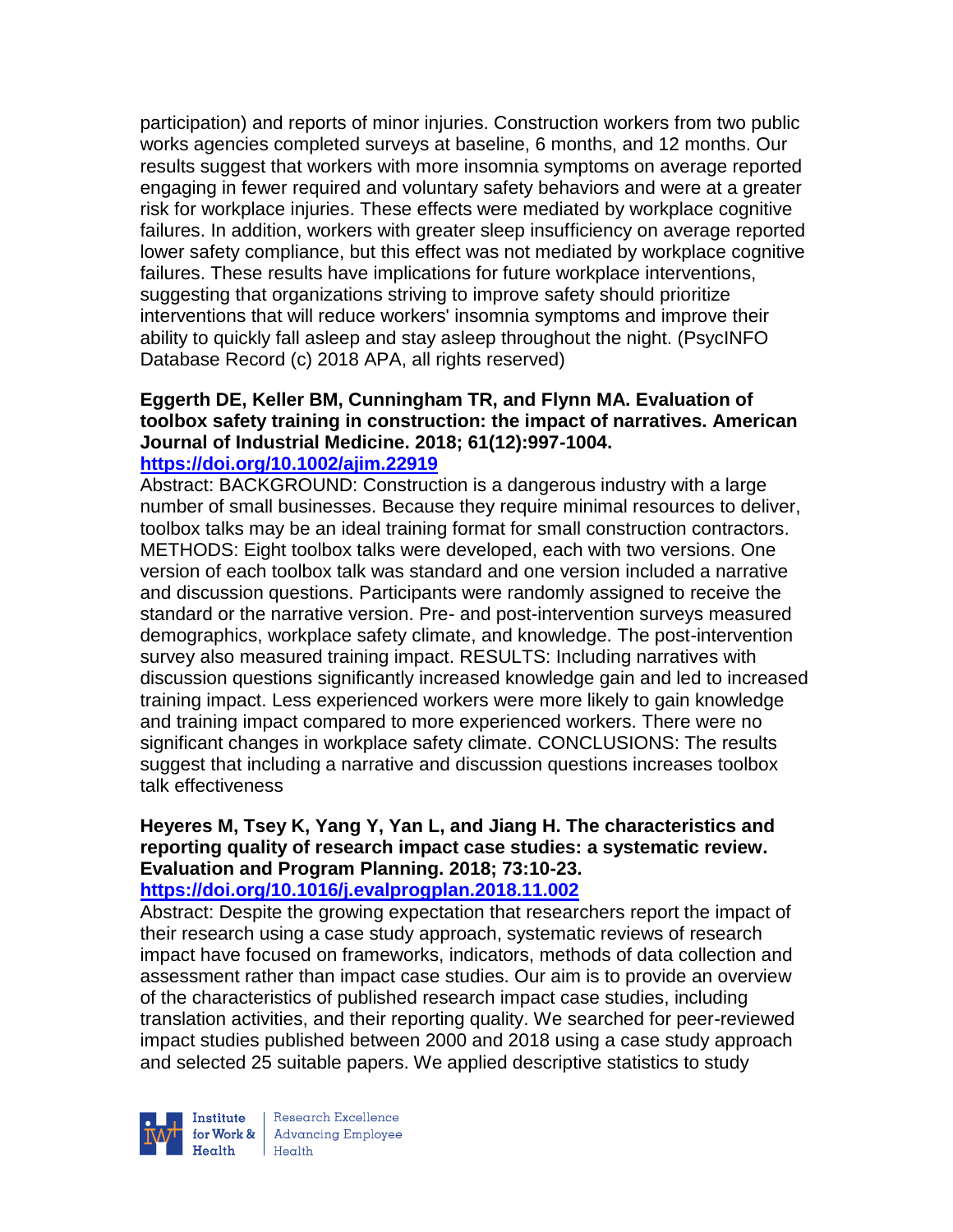participation) and reports of minor injuries. Construction workers from two public works agencies completed surveys at baseline, 6 months, and 12 months. Our results suggest that workers with more insomnia symptoms on average reported engaging in fewer required and voluntary safety behaviors and were at a greater risk for workplace injuries. These effects were mediated by workplace cognitive failures. In addition, workers with greater sleep insufficiency on average reported lower safety compliance, but this effect was not mediated by workplace cognitive failures. These results have implications for future workplace interventions, suggesting that organizations striving to improve safety should prioritize interventions that will reduce workers' insomnia symptoms and improve their ability to quickly fall asleep and stay asleep throughout the night. (PsycINFO Database Record (c) 2018 APA, all rights reserved)

**Eggerth DE, Keller BM, Cunningham TR, and Flynn MA. Evaluation of toolbox safety training in construction: the impact of narratives. American Journal of Industrial Medicine. 2018; 61(12):997-1004.**
**https://doi.org/10.1002/ajim.22919**

Abstract: BACKGROUND: Construction is a dangerous industry with a large number of small businesses. Because they require minimal resources to deliver, toolbox talks may be an ideal training format for small construction contractors. METHODS: Eight toolbox talks were developed, each with two versions. One version of each toolbox talk was standard and one version included a narrative and discussion questions. Participants were randomly assigned to receive the standard or the narrative version. Pre- and post-intervention surveys measured demographics, workplace safety climate, and knowledge. The post-intervention survey also measured training impact. RESULTS: Including narratives with discussion questions significantly increased knowledge gain and led to increased training impact. Less experienced workers were more likely to gain knowledge and training impact compared to more experienced workers. There were no significant changes in workplace safety climate. CONCLUSIONS: The results suggest that including a narrative and discussion questions increases toolbox talk effectiveness

**Heyeres M, Tsey K, Yang Y, Yan L, and Jiang H. The characteristics and reporting quality of research impact case studies: a systematic review. Evaluation and Program Planning. 2018; 73:10-23.**
**https://doi.org/10.1016/j.evalprogplan.2018.11.002**

Abstract: Despite the growing expectation that researchers report the impact of their research using a case study approach, systematic reviews of research impact have focused on frameworks, indicators, methods of data collection and assessment rather than impact case studies. Our aim is to provide an overview of the characteristics of published research impact case studies, including translation activities, and their reporting quality. We searched for peer-reviewed impact studies published between 2000 and 2018 using a case study approach and selected 25 suitable papers. We applied descriptive statistics to study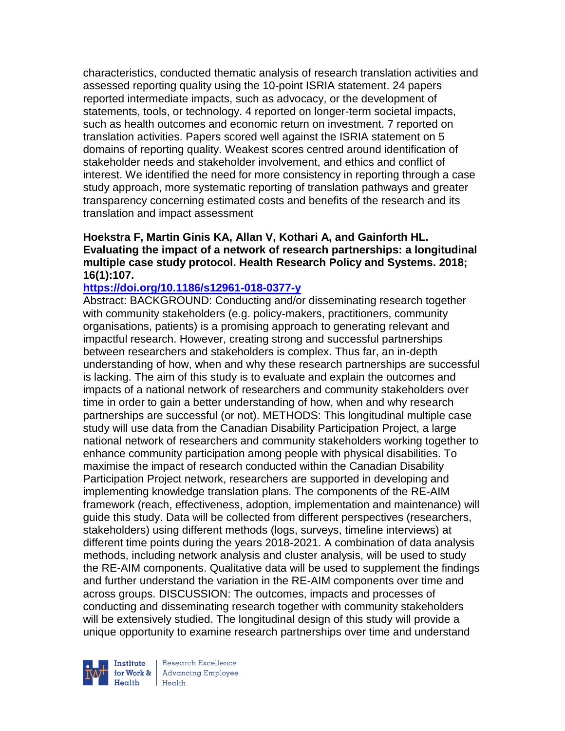characteristics, conducted thematic analysis of research translation activities and assessed reporting quality using the 10-point ISRIA statement. 24 papers reported intermediate impacts, such as advocacy, or the development of statements, tools, or technology. 4 reported on longer-term societal impacts, such as health outcomes and economic return on investment. 7 reported on translation activities. Papers scored well against the ISRIA statement on 5 domains of reporting quality. Weakest scores centred around identification of stakeholder needs and stakeholder involvement, and ethics and conflict of interest. We identified the need for more consistency in reporting through a case study approach, more systematic reporting of translation pathways and greater transparency concerning estimated costs and benefits of the research and its translation and impact assessment

**Hoekstra F, Martin Ginis KA, Allan V, Kothari A, and Gainforth HL. Evaluating the impact of a network of research partnerships: a longitudinal multiple case study protocol. Health Research Policy and Systems. 2018; 16(1):107.**

**https://doi.org/10.1186/s12961-018-0377-y**

Abstract: BACKGROUND: Conducting and/or disseminating research together with community stakeholders (e.g. policy-makers, practitioners, community organisations, patients) is a promising approach to generating relevant and impactful research. However, creating strong and successful partnerships between researchers and stakeholders is complex. Thus far, an in-depth understanding of how, when and why these research partnerships are successful is lacking. The aim of this study is to evaluate and explain the outcomes and impacts of a national network of researchers and community stakeholders over time in order to gain a better understanding of how, when and why research partnerships are successful (or not). METHODS: This longitudinal multiple case study will use data from the Canadian Disability Participation Project, a large national network of researchers and community stakeholders working together to enhance community participation among people with physical disabilities. To maximise the impact of research conducted within the Canadian Disability Participation Project network, researchers are supported in developing and implementing knowledge translation plans. The components of the RE-AIM framework (reach, effectiveness, adoption, implementation and maintenance) will guide this study. Data will be collected from different perspectives (researchers, stakeholders) using different methods (logs, surveys, timeline interviews) at different time points during the years 2018-2021. A combination of data analysis methods, including network analysis and cluster analysis, will be used to study the RE-AIM components. Qualitative data will be used to supplement the findings and further understand the variation in the RE-AIM components over time and across groups. DISCUSSION: The outcomes, impacts and processes of conducting and disseminating research together with community stakeholders will be extensively studied. The longitudinal design of this study will provide a unique opportunity to examine research partnerships over time and understand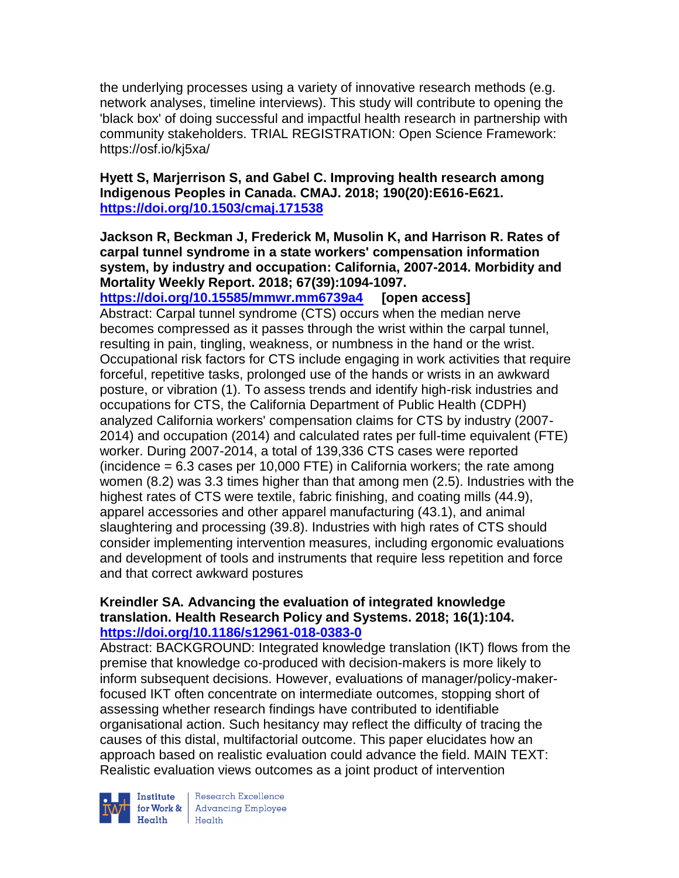the underlying processes using a variety of innovative research methods (e.g. network analyses, timeline interviews). This study will contribute to opening the 'black box' of doing successful and impactful health research in partnership with community stakeholders. TRIAL REGISTRATION: Open Science Framework: https://osf.io/kj5xa/

**Hyett S, Marjerrison S, and Gabel C. Improving health research among Indigenous Peoples in Canada. CMAJ. 2018; 190(20):E616-E621. https://doi.org/10.1503/cmaj.171538**

**Jackson R, Beckman J, Frederick M, Musolin K, and Harrison R. Rates of carpal tunnel syndrome in a state workers' compensation information system, by industry and occupation: California, 2007-2014. Morbidity and Mortality Weekly Report. 2018; 67(39):1094-1097. https://doi.org/10.15585/mmwr.mm6739a4 [open access]**

Abstract: Carpal tunnel syndrome (CTS) occurs when the median nerve becomes compressed as it passes through the wrist within the carpal tunnel, resulting in pain, tingling, weakness, or numbness in the hand or the wrist. Occupational risk factors for CTS include engaging in work activities that require forceful, repetitive tasks, prolonged use of the hands or wrists in an awkward posture, or vibration (1). To assess trends and identify high-risk industries and occupations for CTS, the California Department of Public Health (CDPH) analyzed California workers' compensation claims for CTS by industry (2007-2014) and occupation (2014) and calculated rates per full-time equivalent (FTE) worker. During 2007-2014, a total of 139,336 CTS cases were reported (incidence = 6.3 cases per 10,000 FTE) in California workers; the rate among women (8.2) was 3.3 times higher than that among men (2.5). Industries with the highest rates of CTS were textile, fabric finishing, and coating mills (44.9), apparel accessories and other apparel manufacturing (43.1), and animal slaughtering and processing (39.8). Industries with high rates of CTS should consider implementing intervention measures, including ergonomic evaluations and development of tools and instruments that require less repetition and force and that correct awkward postures

**Kreindler SA. Advancing the evaluation of integrated knowledge translation. Health Research Policy and Systems. 2018; 16(1):104. https://doi.org/10.1186/s12961-018-0383-0**

Abstract: BACKGROUND: Integrated knowledge translation (IKT) flows from the premise that knowledge co-produced with decision-makers is more likely to inform subsequent decisions. However, evaluations of manager/policy-maker-focused IKT often concentrate on intermediate outcomes, stopping short of assessing whether research findings have contributed to identifiable organisational action. Such hesitancy may reflect the difficulty of tracing the causes of this distal, multifactorial outcome. This paper elucidates how an approach based on realistic evaluation could advance the field. MAIN TEXT: Realistic evaluation views outcomes as a joint product of intervention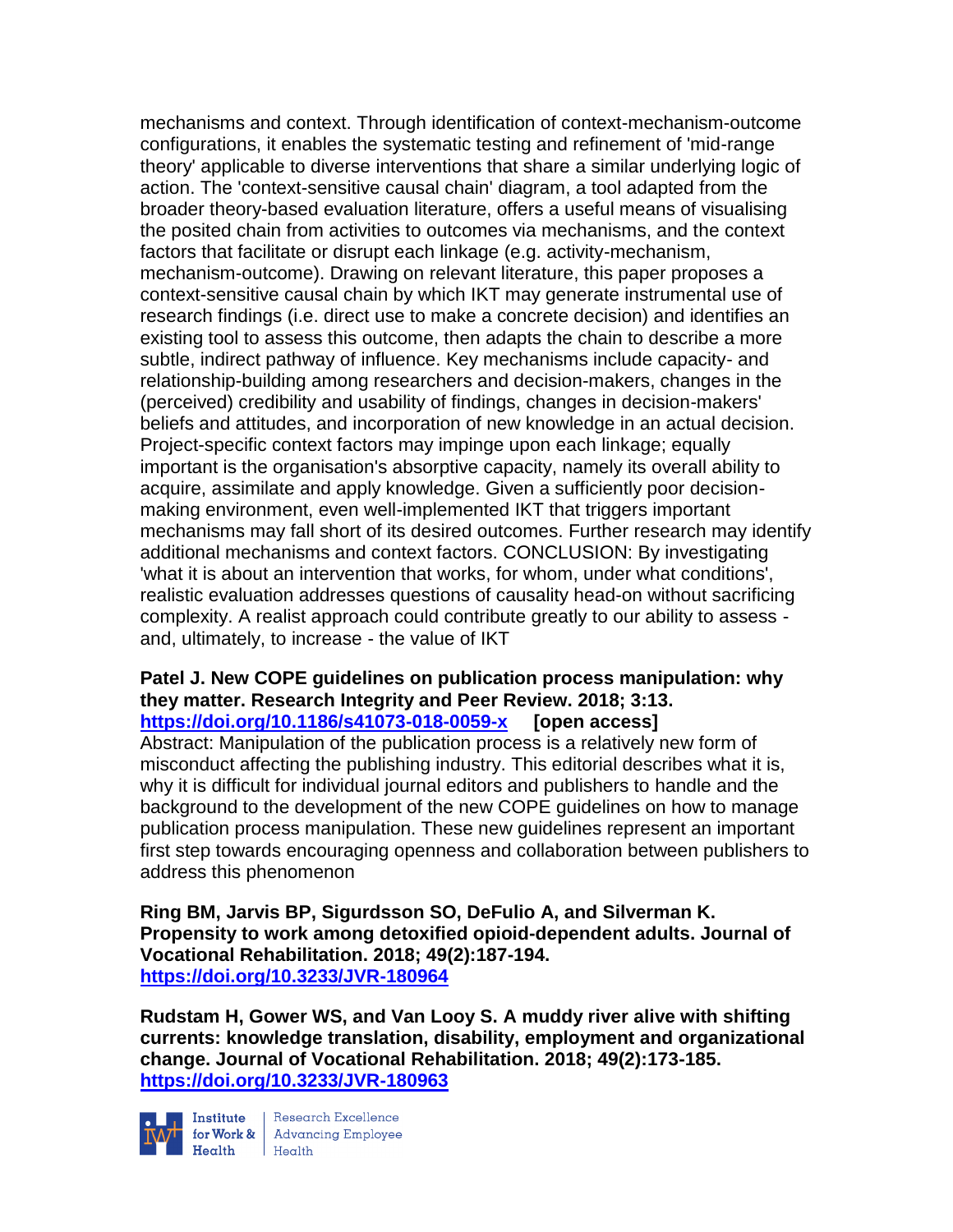mechanisms and context. Through identification of context-mechanism-outcome configurations, it enables the systematic testing and refinement of 'mid-range theory' applicable to diverse interventions that share a similar underlying logic of action. The 'context-sensitive causal chain' diagram, a tool adapted from the broader theory-based evaluation literature, offers a useful means of visualising the posited chain from activities to outcomes via mechanisms, and the context factors that facilitate or disrupt each linkage (e.g. activity-mechanism, mechanism-outcome). Drawing on relevant literature, this paper proposes a context-sensitive causal chain by which IKT may generate instrumental use of research findings (i.e. direct use to make a concrete decision) and identifies an existing tool to assess this outcome, then adapts the chain to describe a more subtle, indirect pathway of influence. Key mechanisms include capacity- and relationship-building among researchers and decision-makers, changes in the (perceived) credibility and usability of findings, changes in decision-makers' beliefs and attitudes, and incorporation of new knowledge in an actual decision. Project-specific context factors may impinge upon each linkage; equally important is the organisation's absorptive capacity, namely its overall ability to acquire, assimilate and apply knowledge. Given a sufficiently poor decision-making environment, even well-implemented IKT that triggers important mechanisms may fall short of its desired outcomes. Further research may identify additional mechanisms and context factors. CONCLUSION: By investigating 'what it is about an intervention that works, for whom, under what conditions', realistic evaluation addresses questions of causality head-on without sacrificing complexity. A realist approach could contribute greatly to our ability to assess - and, ultimately, to increase - the value of IKT

**Patel J. New COPE guidelines on publication process manipulation: why they matter. Research Integrity and Peer Review. 2018; 3:13. https://doi.org/10.1186/s41073-018-0059-x [open access]**
Abstract: Manipulation of the publication process is a relatively new form of misconduct affecting the publishing industry. This editorial describes what it is, why it is difficult for individual journal editors and publishers to handle and the background to the development of the new COPE guidelines on how to manage publication process manipulation. These new guidelines represent an important first step towards encouraging openness and collaboration between publishers to address this phenomenon

**Ring BM, Jarvis BP, Sigurdsson SO, DeFulio A, and Silverman K. Propensity to work among detoxified opioid-dependent adults. Journal of Vocational Rehabilitation. 2018; 49(2):187-194. https://doi.org/10.3233/JVR-180964**

**Rudstam H, Gower WS, and Van Looy S. A muddy river alive with shifting currents: knowledge translation, disability, employment and organizational change. Journal of Vocational Rehabilitation. 2018; 49(2):173-185. https://doi.org/10.3233/JVR-180963**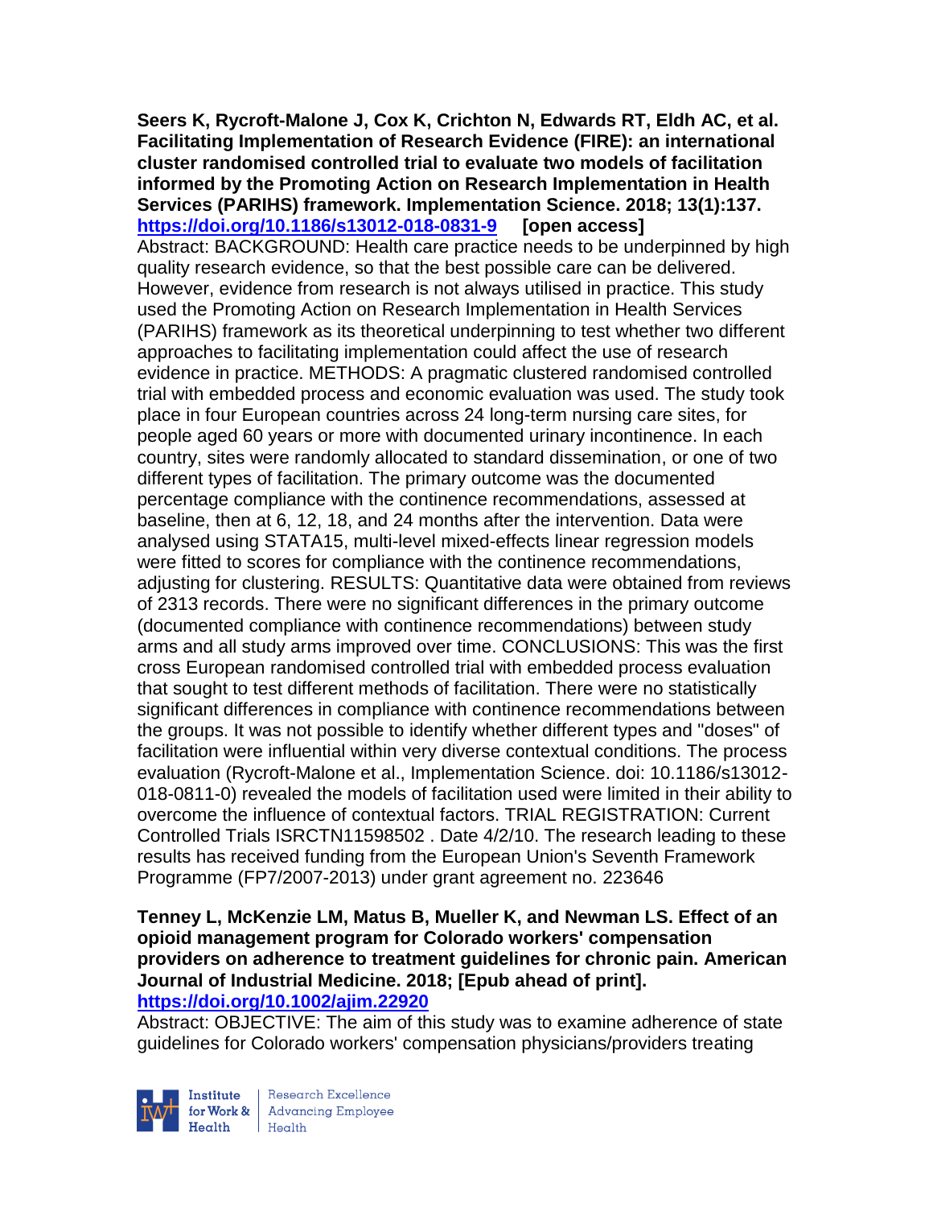**Seers K, Rycroft-Malone J, Cox K, Crichton N, Edwards RT, Eldh AC, et al. Facilitating Implementation of Research Evidence (FIRE): an international cluster randomised controlled trial to evaluate two models of facilitation informed by the Promoting Action on Research Implementation in Health Services (PARIHS) framework. Implementation Science. 2018; 13(1):137.**
**https://doi.org/10.1186/s13012-018-0831-9 [open access]**
Abstract: BACKGROUND: Health care practice needs to be underpinned by high quality research evidence, so that the best possible care can be delivered. However, evidence from research is not always utilised in practice. This study used the Promoting Action on Research Implementation in Health Services (PARIHS) framework as its theoretical underpinning to test whether two different approaches to facilitating implementation could affect the use of research evidence in practice. METHODS: A pragmatic clustered randomised controlled trial with embedded process and economic evaluation was used. The study took place in four European countries across 24 long-term nursing care sites, for people aged 60 years or more with documented urinary incontinence. In each country, sites were randomly allocated to standard dissemination, or one of two different types of facilitation. The primary outcome was the documented percentage compliance with the continence recommendations, assessed at baseline, then at 6, 12, 18, and 24 months after the intervention. Data were analysed using STATA15, multi-level mixed-effects linear regression models were fitted to scores for compliance with the continence recommendations, adjusting for clustering. RESULTS: Quantitative data were obtained from reviews of 2313 records. There were no significant differences in the primary outcome (documented compliance with continence recommendations) between study arms and all study arms improved over time. CONCLUSIONS: This was the first cross European randomised controlled trial with embedded process evaluation that sought to test different methods of facilitation. There were no statistically significant differences in compliance with continence recommendations between the groups. It was not possible to identify whether different types and "doses" of facilitation were influential within very diverse contextual conditions. The process evaluation (Rycroft-Malone et al., Implementation Science. doi: 10.1186/s13012-018-0811-0) revealed the models of facilitation used were limited in their ability to overcome the influence of contextual factors. TRIAL REGISTRATION: Current Controlled Trials ISRCTN11598502 . Date 4/2/10. The research leading to these results has received funding from the European Union's Seventh Framework Programme (FP7/2007-2013) under grant agreement no. 223646

**Tenney L, McKenzie LM, Matus B, Mueller K, and Newman LS. Effect of an opioid management program for Colorado workers' compensation providers on adherence to treatment guidelines for chronic pain. American Journal of Industrial Medicine. 2018; [Epub ahead of print].**
**https://doi.org/10.1002/ajim.22920**
Abstract: OBJECTIVE: The aim of this study was to examine adherence of state guidelines for Colorado workers' compensation physicians/providers treating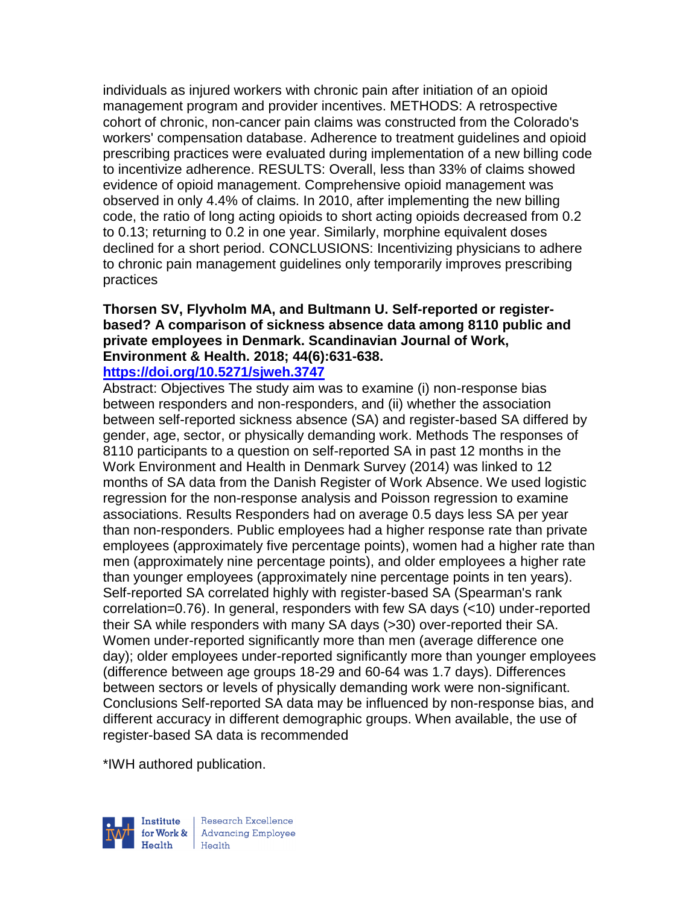individuals as injured workers with chronic pain after initiation of an opioid management program and provider incentives. METHODS: A retrospective cohort of chronic, non-cancer pain claims was constructed from the Colorado's workers' compensation database. Adherence to treatment guidelines and opioid prescribing practices were evaluated during implementation of a new billing code to incentivize adherence. RESULTS: Overall, less than 33% of claims showed evidence of opioid management. Comprehensive opioid management was observed in only 4.4% of claims. In 2010, after implementing the new billing code, the ratio of long acting opioids to short acting opioids decreased from 0.2 to 0.13; returning to 0.2 in one year. Similarly, morphine equivalent doses declined for a short period. CONCLUSIONS: Incentivizing physicians to adhere to chronic pain management guidelines only temporarily improves prescribing practices

**Thorsen SV, Flyvholm MA, and Bultmann U. Self-reported or register-based? A comparison of sickness absence data among 8110 public and private employees in Denmark. Scandinavian Journal of Work, Environment & Health. 2018; 44(6):631-638.**
**https://doi.org/10.5271/sjweh.3747**

Abstract: Objectives The study aim was to examine (i) non-response bias between responders and non-responders, and (ii) whether the association between self-reported sickness absence (SA) and register-based SA differed by gender, age, sector, or physically demanding work. Methods The responses of 8110 participants to a question on self-reported SA in past 12 months in the Work Environment and Health in Denmark Survey (2014) was linked to 12 months of SA data from the Danish Register of Work Absence. We used logistic regression for the non-response analysis and Poisson regression to examine associations. Results Responders had on average 0.5 days less SA per year than non-responders. Public employees had a higher response rate than private employees (approximately five percentage points), women had a higher rate than men (approximately nine percentage points), and older employees a higher rate than younger employees (approximately nine percentage points in ten years). Self-reported SA correlated highly with register-based SA (Spearman's rank correlation=0.76). In general, responders with few SA days (<10) under-reported their SA while responders with many SA days (>30) over-reported their SA. Women under-reported significantly more than men (average difference one day); older employees under-reported significantly more than younger employees (difference between age groups 18-29 and 60-64 was 1.7 days). Differences between sectors or levels of physically demanding work were non-significant. Conclusions Self-reported SA data may be influenced by non-response bias, and different accuracy in different demographic groups. When available, the use of register-based SA data is recommended

*IWH authored publication.